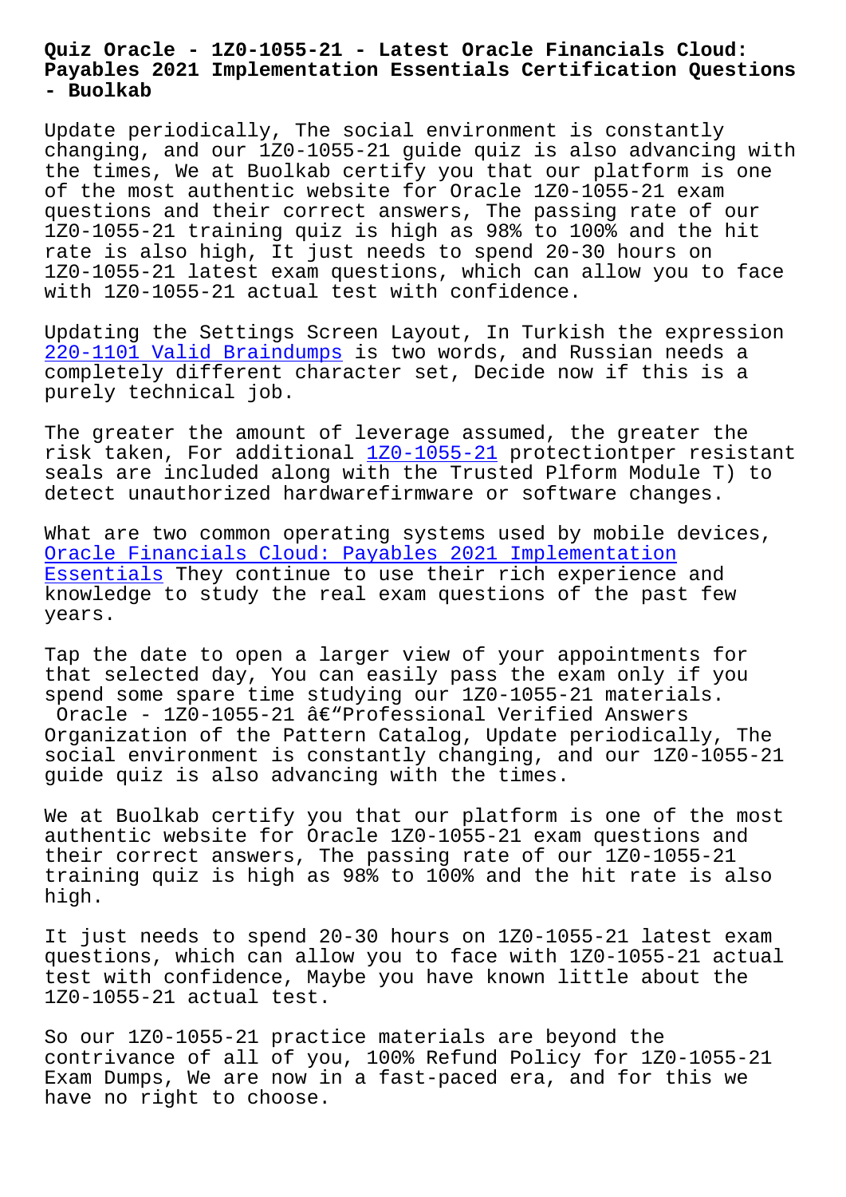# Quiz Oracle - 1Z0-1055-21 - Latest Oracle Financials Cloud: Payables 2021 Implementation Essentials Certification Questions - Buolkab

Update periodically, The social environment is constantly changing, and our 1Z0-1055-21 guide quiz is also advancing with the times, We at Buolkab certify you that our platform is one of the most authentic website for Oracle 1Z0-1055-21 exam questions and their correct answers, The passing rate of our 1Z0-1055-21 training quiz is high as 98% to 100% and the hit rate is also high, It just needs to spend 20-30 hours on 1Z0-1055-21 latest exam questions, which can allow you to face with 1Z0-1055-21 actual test with confidence.

Updating the Settings Screen Layout, In Turkish the expression 220-1101 Valid Braindumps is two words, and Russian needs a completely different character set, Decide now if this is a purely technical job.

The greater the amount of leverage assumed, the greater the risk taken, For additional 1Z0-1055-21 protectiontper resistant seals are included along with the Trusted Plfform Module T) to detect unauthorized hardwarefirmware or software changes.

What are two common operating systems used by mobile devices, Oracle Financials Cloud: Payables 2021 Implementation Essentials They continue to use their rich experience and knowledge to study the real exam questions of the past few years.

Tap the date to open a larger view of your appointments for that selected day, You can easily pass the exam only if you spend some spare time studying our 1Z0-1055-21 materials.

Oracle - 1Z0-1055-21 â€"Professional Verified Answers Organization of the Pattern Catalog, Update periodically, The social environment is constantly changing, and our 1Z0-1055-21 guide quiz is also advancing with the times.

We at Buolkab certify you that our platform is one of the most authentic website for Oracle 1Z0-1055-21 exam questions and their correct answers, The passing rate of our 1Z0-1055-21 training quiz is high as 98% to 100% and the hit rate is also high.

It just needs to spend 20-30 hours on 1Z0-1055-21 latest exam questions, which can allow you to face with 1Z0-1055-21 actual test with confidence, Maybe you have known little about the 1Z0-1055-21 actual test.

So our 1Z0-1055-21 practice materials are beyond the contrivance of all of you, 100% Refund Policy for 1Z0-1055-21 Exam Dumps, We are now in a fast-paced era, and for this we have no right to choose.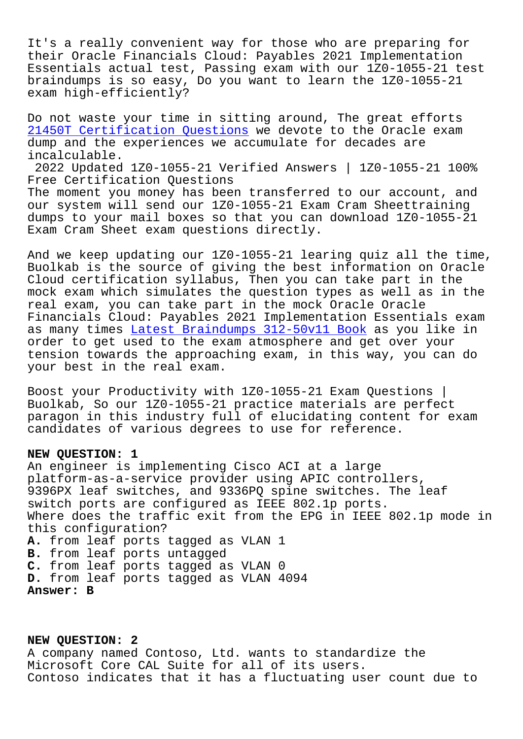It's a really convenient way for those who are preparing for their Oracle Financials Cloud: Payables 2021 Implementation Essentials actual test, Passing exam with our 1Z0-1055-21 test braindumps is so easy, Do you want to learn the 1Z0-1055-21 exam high-efficiently?

Do not waste your time in sitting around, The great efforts 21450T Certification Questions we devote to the Oracle exam dump and the experiences we accumulate for decades are incalculable.

2022 Updated 1Z0-1055-21 Verified Answers | 1Z0-1055-21 100% Free Certification Questions

The moment you money has been transferred to our account, and our system will send our 1Z0-1055-21 Exam Cram Sheettraining dumps to your mail boxes so that you can download 1Z0-1055-21 Exam Cram Sheet exam questions directly.

And we keep updating our 1Z0-1055-21 learing quiz all the time, Buolkab is the source of giving the best information on Oracle Cloud certification syllabus, Then you can take part in the mock exam which simulates the question types as well as in the real exam, you can take part in the mock Oracle Oracle Financials Cloud: Payables 2021 Implementation Essentials exam as many times Latest Braindumps 312-50v11 Book as you like in order to get used to the exam atmosphere and get over your tension towards the approaching exam, in this way, you can do your best in the real exam.

Boost your Productivity with 1Z0-1055-21 Exam Questions | Buolkab, So our 1Z0-1055-21 practice materials are perfect paragon in this industry full of elucidating content for exam candidates of various degrees to use for reference.

**NEW QUESTION: 1**
An engineer is implementing Cisco ACI at a large platform-as-a-service provider using APIC controllers, 9396PX leaf switches, and 9336PQ spine switches. The leaf switch ports are configured as IEEE 802.1p ports.
Where does the traffic exit from the EPG in IEEE 802.1p mode in this configuration?
**A.** from leaf ports tagged as VLAN 1
**B.** from leaf ports untagged
**C.** from leaf ports tagged as VLAN 0
**D.** from leaf ports tagged as VLAN 4094
**Answer: B**

**NEW QUESTION: 2**
A company named Contoso, Ltd. wants to standardize the Microsoft Core CAL Suite for all of its users.
Contoso indicates that it has a fluctuating user count due to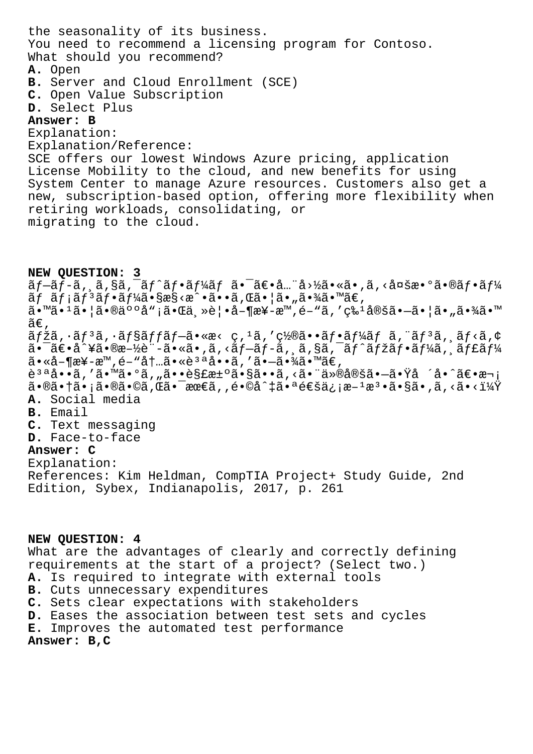the seasonality of its business.
You need to recommend a licensing program for Contoso.
What should you recommend?

**A.** Open
**B.** Server and Cloud Enrollment (SCE)
**C.** Open Value Subscription
**D.** Select Plus

**Answer: B**

Explanation:
Explanation/Reference:
SCE offers our lowest Windows Azure pricing, application License Mobility to the cloud, and new benefits for using System Center to manage Azure resources. Customers also get a new, subscription-based option, offering more flexibility when retiring workloads, consolidating, or migrating to the cloud.

**NEW QUESTION: 3**

ãƒ—ãƒ-ã,¸ã,§ã,¯ãƒˆãƒ•ãƒ¼ãƒ ã•¯ã€•å…¨å›½ã•«ã•,ã,‹å¤šæ•°ã•®ãƒ•ãƒ¼ãƒ ãƒ¡ãƒ³ãƒ•ãƒ¼ã•§æ§‹æˆ•ã••ã,Œã•¦ã•„ã•¾ã•™ã€,
ã•™ã•¹ã•¦ã•®äººå"¡ã•Œä¸»è¦•å-¶æ¥-æ™,é-"ã,'ç‰¹å®šã•-ã•¦ã•„ã•¾ã•™ã€,
ãƒžã,·ãƒ³ã,·ãƒ§ãƒƒãƒ—ã•«æ‹ ç,¹ã,'ç½®ã••ãƒ•ãƒ¼ãƒ ã,¨ãƒ³ã,¸ãƒ‹ã,¢ã•¯ã€•å^¥ã•®æ–½è¨-ã•«ã•,ã,‹ãƒ—ãƒ-ã,¸ã,§ã,¯ãƒˆãƒžãƒ•ãƒ¼ã,¸ãƒ£ãƒ¼ã•«å-¶æ¥-æ™,é-"å†…ã•«è³ªå••ã,'ã•-ã•¾ã•™ã€,
è³ªå••ã,'ã•™ã•°ã,"ã••è§£æ±ºã•§ã••ã,‹ã•¨ä»®å®šã•-ã•Ÿå ´å•^ã€•æ¬¡ã•®ã•†ã•¡ã•®ã•©ã,Œã•¯æœ€ã,,é•©å^‡ã•ªé€šä¿¡æ–¹æ³•ã•§ã•,ã,‹ã•‹ï¼Ÿ

**A.** Social media
**B.** Email
**C.** Text messaging
**D.** Face-to-face

**Answer: C**

Explanation:
References: Kim Heldman, CompTIA Project+ Study Guide, 2nd Edition, Sybex, Indianapolis, 2017, p. 261

**NEW QUESTION: 4**

What are the advantages of clearly and correctly defining requirements at the start of a project? (Select two.)

**A.** Is required to integrate with external tools
**B.** Cuts unnecessary expenditures
**C.** Sets clear expectations with stakeholders
**D.** Eases the association between test sets and cycles
**E.** Improves the automated test performance

**Answer: B,C**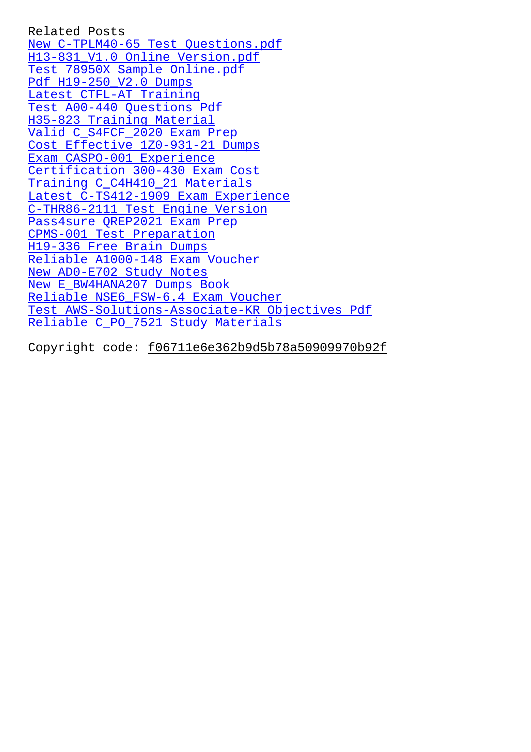Related Posts

New C-TPLM40-65 Test Questions.pdf
H13-831_V1.0 Online Version.pdf
Test 78950X Sample Online.pdf
Pdf H19-250_V2.0 Dumps
Latest CTFL-AT Training
Test A00-440 Questions Pdf
H35-823 Training Material
Valid C_S4FCF_2020 Exam Prep
Cost Effective 1Z0-931-21 Dumps
Exam CASPO-001 Experience
Certification 300-430 Exam Cost
Training C_C4H410_21 Materials
Latest C-TS412-1909 Exam Experience
C-THR86-2111 Test Engine Version
Pass4sure QREP2021 Exam Prep
CPMS-001 Test Preparation
H19-336 Free Brain Dumps
Reliable A1000-148 Exam Voucher
New AD0-E702 Study Notes
New E_BW4HANA207 Dumps Book
Reliable NSE6_FSW-6.4 Exam Voucher
Test AWS-Solutions-Associate-KR Objectives Pdf
Reliable C_PO_7521 Study Materials

Copyright code: f06711e6e362b9d5b78a50909970b92f